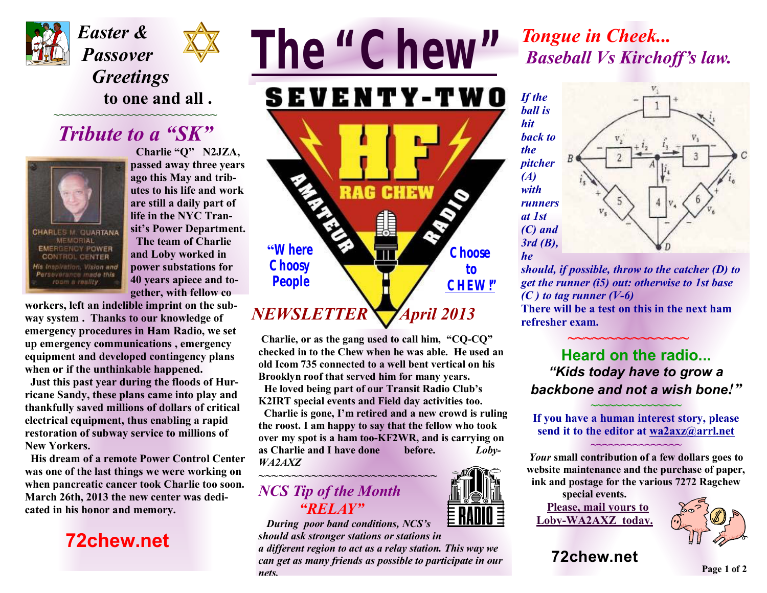*Easter & Passover Greetings* **to one and all .**

~~~~~~~~~~~~~~~~~~~~~~~~~~~~~~

## *Tribute to a "SK"*

**Charlie "Q" N2JZA, passed away three years ago this May and tributes to his life and work are still a daily part of life in the NYC Transit's Power Department. The team of Charlie and Loby worked in power substations for 40 years apiece and together, with fellow co workers, left an indelible imprint on the subway system . Thanks to our knowledge of emergency procedures in Ham Radio, we set up emergency communications , emergency equipment and developed contingency plans when or if the unthinkable happened.**

**Just this past year during the floods of Hurricane Sandy, these plans came into play and thankfully saved millions of dollars of critical electrical equipment, thus enabling a rapid restoration of subway service to millions of New Yorkers.**

**His dream of a remote Power Control Center was one of the last things we were working on when pancreatic cancer took Charlie too soon. March 26th, 2013 the new center was dedicated in his honor and memory.**

**72chew.net**

# The "Chew"

SEVENTY-TWO HF RAG CHEW AMATEUR RADIO

**"Where Choosy People Choose to CHEW!"**

## *NEWSLETTER April 2013*

**Charlie, or as the gang used to call him, "CQ-CQ" checked in to the Chew when he was able. He used an old Icom 735 connected to a well bent vertical on his Brooklyn roof that served him for many years.**

**He loved being part of our Transit Radio Club's K2IRT special events and Field day activities too.**

**Charlie is gone, I'm retired and a new crowd is ruling the roost. I am happy to say that the fellow who took over my spot is a ham too-KF2WR, and is carrying on as Charlie and I have done before.** ***Loby-WA2AXZ***

~~~~~~~~~~~~~~~~~~~~~~~~~~~~~~

## *NCS Tip of the Month "RELAY"*

***During poor band conditions, NCS's should ask stronger stations or stations in a different region to act as a relay station. This way we can get as many friends as possible to participate in our nets.***

## *Tongue in Cheek... Baseball Vs Kirchoff's law.*

***If the ball is hit back to the pitcher (A) with runners at 1st (C) and 3rd (B), he should, if possible, throw to the catcher (D) to get the runner (i5) out: otherwise to 1st base (C ) to tag runner (V-6)***

**There will be a test on this in the next ham refresher exam.**

~~~~~~~~~~~~~~~~

## Heard on the radio...

***"Kids today have to grow a backbone and not a wish bone!"***

~~~~~~~~~~~~~~

**If you have a human interest story, please send it to the editor at wa2axz@arrl.net**

~~~~~~~~~~~~~~

***Your*** **small contribution of a few dollars goes to website maintenance and the purchase of paper, ink and postage for the various 7272 Ragchew special events.**

**Please, mail yours to Loby-WA2AXZ today.**

**72chew.net**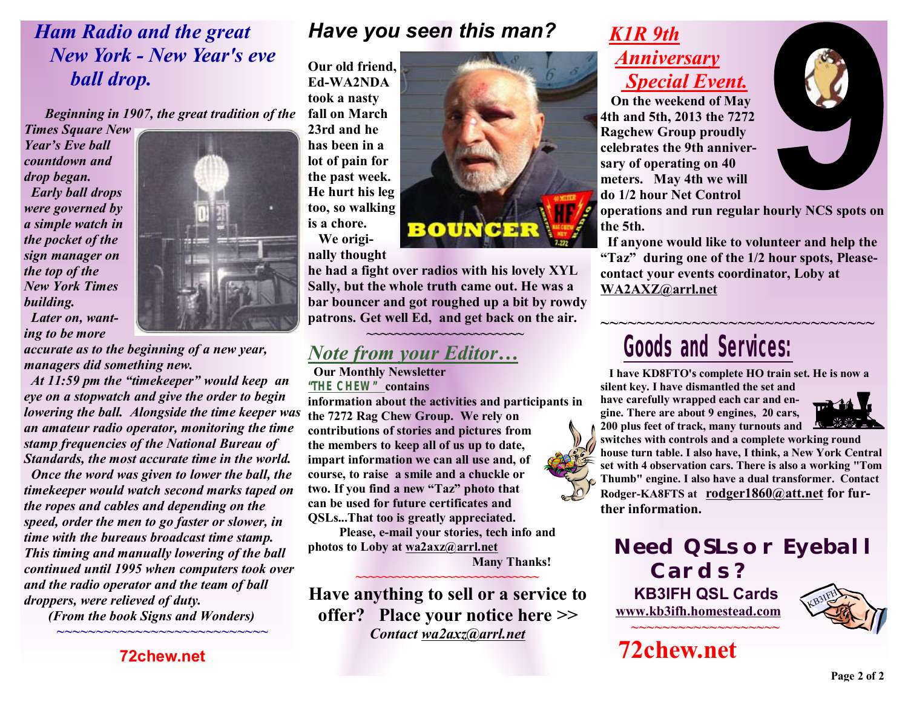## *Ham Radio and the great New York - New Year's eve ball drop.*

*Beginning in 1907, the great tradition of the Times Square New Year's Eve ball countdown and drop began.*

*Early ball drops were governed by a simple watch in the pocket of the sign manager on the top of the New York Times building.*

*Later on, wanting to be more accurate as to the beginning of a new year, managers did something new.*

*At 11:59 pm the "timekeeper" would keep an eye on a stopwatch and give the order to begin lowering the ball. Alongside the time keeper was an amateur radio operator, monitoring the time stamp frequencies of the National Bureau of Standards, the most accurate time in the world.*

*Once the word was given to lower the ball, the timekeeper would watch second marks taped on the ropes and cables and depending on the speed, order the men to go faster or slower, in time with the bureaus broadcast time stamp. This timing and manually lowering of the ball continued until 1995 when computers took over and the radio operator and the team of ball droppers, were relieved of duty.*

*(From the book Signs and Wonders)*

~~~~~~~~~~~~~~~~~~~~~~~~~~~~~

**72chew.net**

## *Have you seen this man?*

**Our old friend, Ed-WA2NDA took a nasty fall on March 23rd and he has been in a lot of pain for the past week. He hurt his leg too, so walking is a chore.**

**We originally thought he had a fight over radios with his lovely XYL Sally, but the whole truth came out. He was a bar bouncer and got roughed up a bit by rowdy patrons. Get well Ed, and get back on the air.**

BOUNCER

~~~~~~~~~~~~~~~~~~~~~

## *Note from your Editor…*

**Our Monthly Newsletter "THE CHEW" contains information about the activities and participants in the 7272 Rag Chew Group. We rely on contributions of stories and pictures from the members to keep all of us up to date, impart information we can all use and, of course, to raise a smile and a chuckle or two. If you find a new "Taz" photo that can be used for future certificates and QSLs...That too is greatly appreciated.**

**Please, e-mail your stories, tech info and photos to Loby at wa2axz@arrl.net**

**Many Thanks!**

~~~~~~~~~~~~~~~~~~~~~~~~~~~

**Have anything to sell or a service to offer? Place your notice here >>**

*Contact wa2axz@arrl.net*

## *K1R 9th Anniversary Special Event.*

**On the weekend of May 4th and 5th, 2013 the 7272 Ragchew Group proudly celebrates the 9th anniversary of operating on 40 meters. May 4th we will do 1/2 hour Net Control operations and run regular hourly NCS spots on the 5th.**

**If anyone would like to volunteer and help the "Taz" during one of the 1/2 hour spots, Please-contact your events coordinator, Loby at WA2AXZ@arrl.net**

~~~~~~~~~~~~~~~~~~~~~~~~~~~~~~~

## Goods and Services:

**I have KD8FTO's complete HO train set. He is now a silent key. I have dismantled the set and have carefully wrapped each car and engine. There are about 9 engines, 20 cars, 200 plus feet of track, many turnouts and switches with controls and a complete working round house turn table. I also have, I think, a New York Central set with 4 observation cars. There is also a working "Tom Thumb" engine. I also have a dual transformer. Contact Rodger-KA8FTS at rodger1860@att.net for further information.**

## Need QSLs or Eyeball Cards?

**KB3IFH QSL Cards**

**www.kb3ifh.homestead.com**

~~~~~~~~~~~~~~~~~~~

**72chew.net**